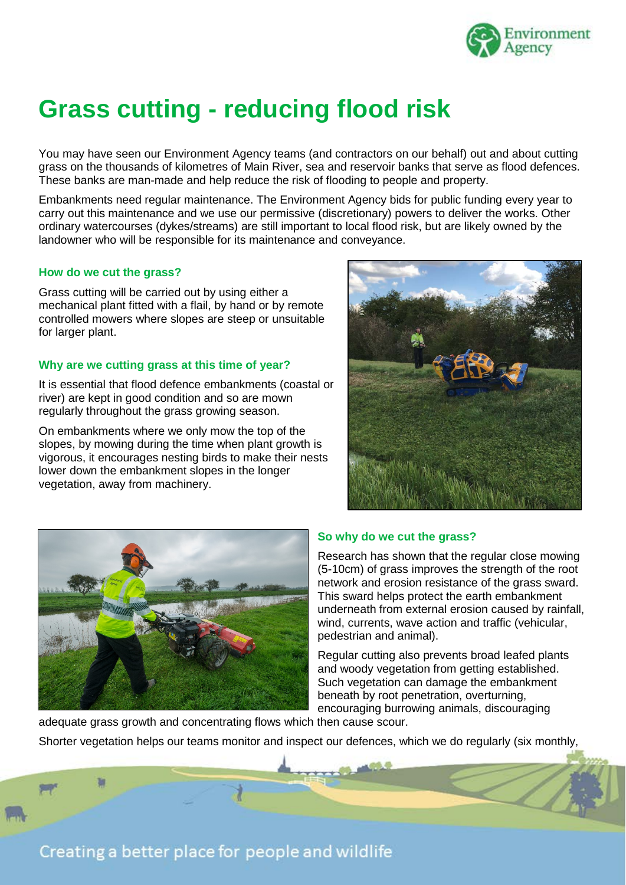# Grass cutting - reducing flood risk

You may have seen our Environment Agency teams (and contractors on our behalf) out and about cutting grass on the thousands of kilometres of Main River, sea and reservoir banks that serve as flood defences. These banks are man-made and help reduce the risk of flooding to people and property.

Embankments need regular maintenance. The Environment Agency bids for public funding every year to carry out this maintenance and we use our permissive (discretionary) powers to deliver the works. Other ordinary watercourses (dykes/streams) are still important to local flood risk, but are likely owned by the landowner who will be responsible for its maintenance and conveyance.

### How do we cut the grass?

Grass cutting will be carried out by using either a mechanical plant fitted with a flail, by hand or by remote controlled mowers where slopes are steep or unsuitable for larger plant.

### Why are we cutting grass at this time of year?

It is essential that flood defence embankments (coastal or river) are kept in good condition and so are mown regularly throughout the grass growing season.

On embankments where we only mow the top of the slopes, by mowing during the time when plant growth is vigorous, it encourages nesting birds to make their nests lower down the embankment slopes in the longer vegetation, away from machinery.

### So why do we cut the grass?

Research has shown that the regular close mowing (5-10cm) of grass improves the strength of the root network and erosion resistance of the grass sward. This sward helps protect the earth embankment underneath from external erosion caused by rainfall, wind, currents, wave action and traffic (vehicular, pedestrian and animal).

Regular cutting also prevents broad leafed plants and woody vegetation from getting established. Such vegetation can damage the embankment beneath by root penetration, overturning, encouraging burrowing animals, discouraging adequate grass growth and concentrating flows which then cause scour.

Shorter vegetation helps our teams monitor and inspect our defences, which we do regularly (six monthly,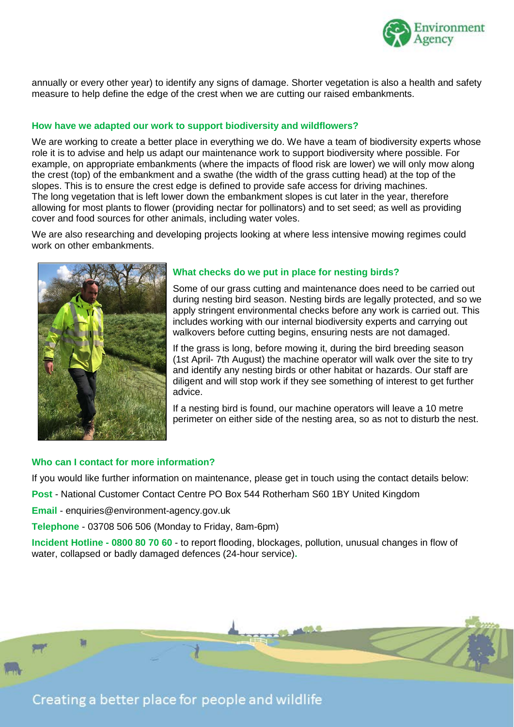annually or every other year) to identify any signs of damage. Shorter vegetation is also a health and safety measure to help define the edge of the crest when we are cutting our raised embankments.

## How have we adapted our work to support biodiversity and wildflowers?

We are working to create a better place in everything we do. We have a team of biodiversity experts whose role it is to advise and help us adapt our maintenance work to support biodiversity where possible. For example, on appropriate embankments (where the impacts of flood risk are lower) we will only mow along the crest (top) of the embankment and a swathe (the width of the grass cutting head) at the top of the slopes. This is to ensure the crest edge is defined to provide safe access for driving machines. The long vegetation that is left lower down the embankment slopes is cut later in the year, therefore allowing for most plants to flower (providing nectar for pollinators) and to set seed; as well as providing cover and food sources for other animals, including water voles.

We are also researching and developing projects looking at where less intensive mowing regimes could work on other embankments.

## What checks do we put in place for nesting birds?

Some of our grass cutting and maintenance does need to be carried out during nesting bird season. Nesting birds are legally protected, and so we apply stringent environmental checks before any work is carried out. This includes working with our internal biodiversity experts and carrying out walkovers before cutting begins, ensuring nests are not damaged.

If the grass is long, before mowing it, during the bird breeding season (1st April- 7th August) the machine operator will walk over the site to try and identify any nesting birds or other habitat or hazards. Our staff are diligent and will stop work if they see something of interest to get further advice.

If a nesting bird is found, our machine operators will leave a 10 metre perimeter on either side of the nesting area, so as not to disturb the nest.

## Who can I contact for more information?

If you would like further information on maintenance, please get in touch using the contact details below:

**Post** - National Customer Contact Centre PO Box 544 Rotherham S60 1BY United Kingdom

**Email** - enquiries@environment-agency.gov.uk

**Telephone** - 03708 506 506 (Monday to Friday, 8am-6pm)

**Incident Hotline - 0800 80 70 60** - to report flooding, blockages, pollution, unusual changes in flow of water, collapsed or badly damaged defences (24-hour service).